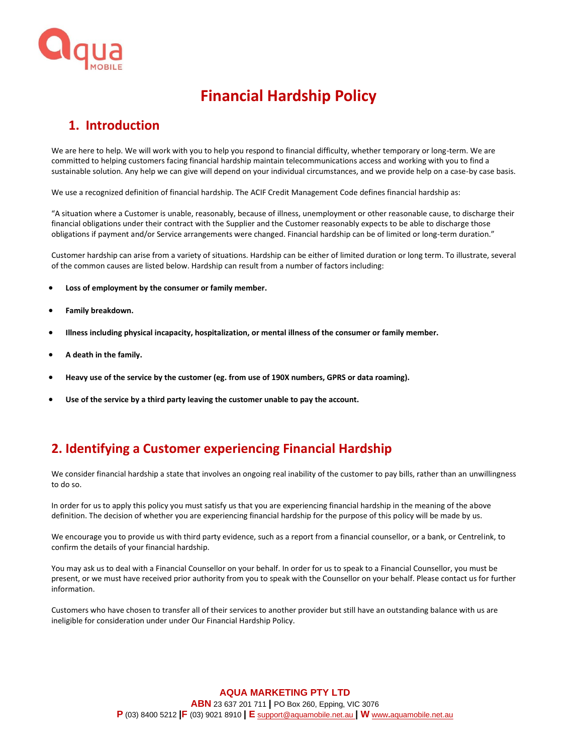# Financial Hardship Policy

## 1. Introduction

We are here to help. We will work with you to help you respond to financial difficulty, whether temporary or long-term. We are committed to helping customers facing financial hardship maintain telecommunications access and working with you to find a sustainable solution. Any help we can give will depend on your individual circumstances, and we provide help on a case-by case basis.

We use a recognized definition of financial hardship. The ACIF Credit Management Code defines financial hardship as:

"A situation where a Customer is unable, reasonably, because of illness, unemployment or other reasonable cause, to discharge their financial obligations under their contract with the Supplier and the Customer reasonably expects to be able to discharge those obligations if payment and/or Service arrangements were changed. Financial hardship can be of limited or long-term duration."

Customer hardship can arise from a variety of situations. Hardship can be either of limited duration or long term. To illustrate, several of the common causes are listed below. Hardship can result from a number of factors including:

- **Loss of employment by the consumer or family member.**
- **Family breakdown.**
- **Illness including physical incapacity, hospitalization, or mental illness of the consumer or family member.**
- **A death in the family.**
- **Heavy use of the service by the customer (eg. from use of 190X numbers, GPRS or data roaming).**
- **Use of the service by a third party leaving the customer unable to pay the account.**

## 2. Identifying a Customer experiencing Financial Hardship

We consider financial hardship a state that involves an ongoing real inability of the customer to pay bills, rather than an unwillingness to do so.

In order for us to apply this policy you must satisfy us that you are experiencing financial hardship in the meaning of the above definition. The decision of whether you are experiencing financial hardship for the purpose of this policy will be made by us.

We encourage you to provide us with third party evidence, such as a report from a financial counsellor, or a bank, or Centrelink, to confirm the details of your financial hardship.

You may ask us to deal with a Financial Counsellor on your behalf. In order for us to speak to a Financial Counsellor, you must be present, or we must have received prior authority from you to speak with the Counsellor on your behalf. Please contact us for further information.

Customers who have chosen to transfer all of their services to another provider but still have an outstanding balance with us are ineligible for consideration under under Our Financial Hardship Policy.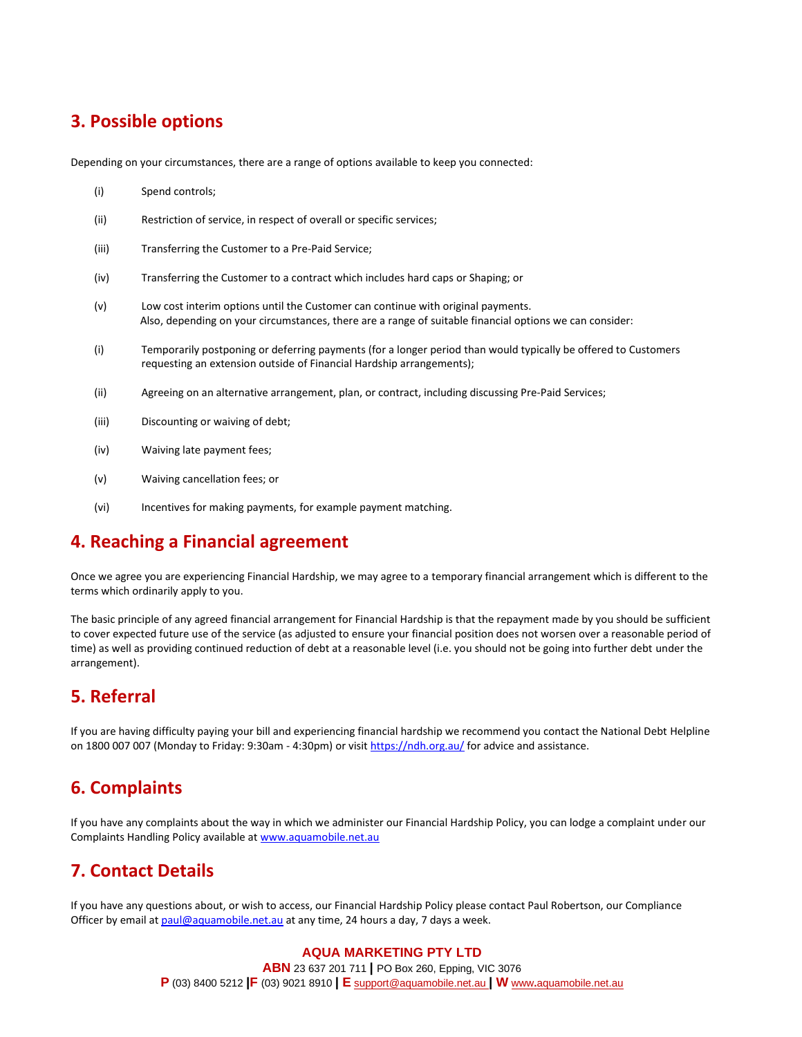## 3. Possible options

Depending on your circumstances, there are a range of options available to keep you connected:

(i) Spend controls;

(ii) Restriction of service, in respect of overall or specific services;

(iii) Transferring the Customer to a Pre-Paid Service;

(iv) Transferring the Customer to a contract which includes hard caps or Shaping; or

(v) Low cost interim options until the Customer can continue with original payments.

Also, depending on your circumstances, there are a range of suitable financial options we can consider:

(i) Temporarily postponing or deferring payments (for a longer period than would typically be offered to Customers requesting an extension outside of Financial Hardship arrangements);

(ii) Agreeing on an alternative arrangement, plan, or contract, including discussing Pre-Paid Services;

(iii) Discounting or waiving of debt;

(iv) Waiving late payment fees;

(v) Waiving cancellation fees; or

(vi) Incentives for making payments, for example payment matching.

## 4. Reaching a Financial agreement

Once we agree you are experiencing Financial Hardship, we may agree to a temporary financial arrangement which is different to the terms which ordinarily apply to you.

The basic principle of any agreed financial arrangement for Financial Hardship is that the repayment made by you should be sufficient to cover expected future use of the service (as adjusted to ensure your financial position does not worsen over a reasonable period of time) as well as providing continued reduction of debt at a reasonable level (i.e. you should not be going into further debt under the arrangement).

## 5. Referral

If you are having difficulty paying your bill and experiencing financial hardship we recommend you contact the National Debt Helpline on 1800 007 007 (Monday to Friday: 9:30am - 4:30pm) or visit https://ndh.org.au/ for advice and assistance.

## 6. Complaints

If you have any complaints about the way in which we administer our Financial Hardship Policy, you can lodge a complaint under our Complaints Handling Policy available at www.aquamobile.net.au

## 7. Contact Details

If you have any questions about, or wish to access, our Financial Hardship Policy please contact Paul Robertson, our Compliance Officer by email at paul@aquamobile.net.au at any time, 24 hours a day, 7 days a week.

**AQUA MARKETING PTY LTD**

**ABN** 23 637 201 711 | PO Box 260, Epping, VIC 3076

**P** (03) 8400 5212 | **F** (03) 9021 8910 | **E** support@aquamobile.net.au | **W** www.aquamobile.net.au